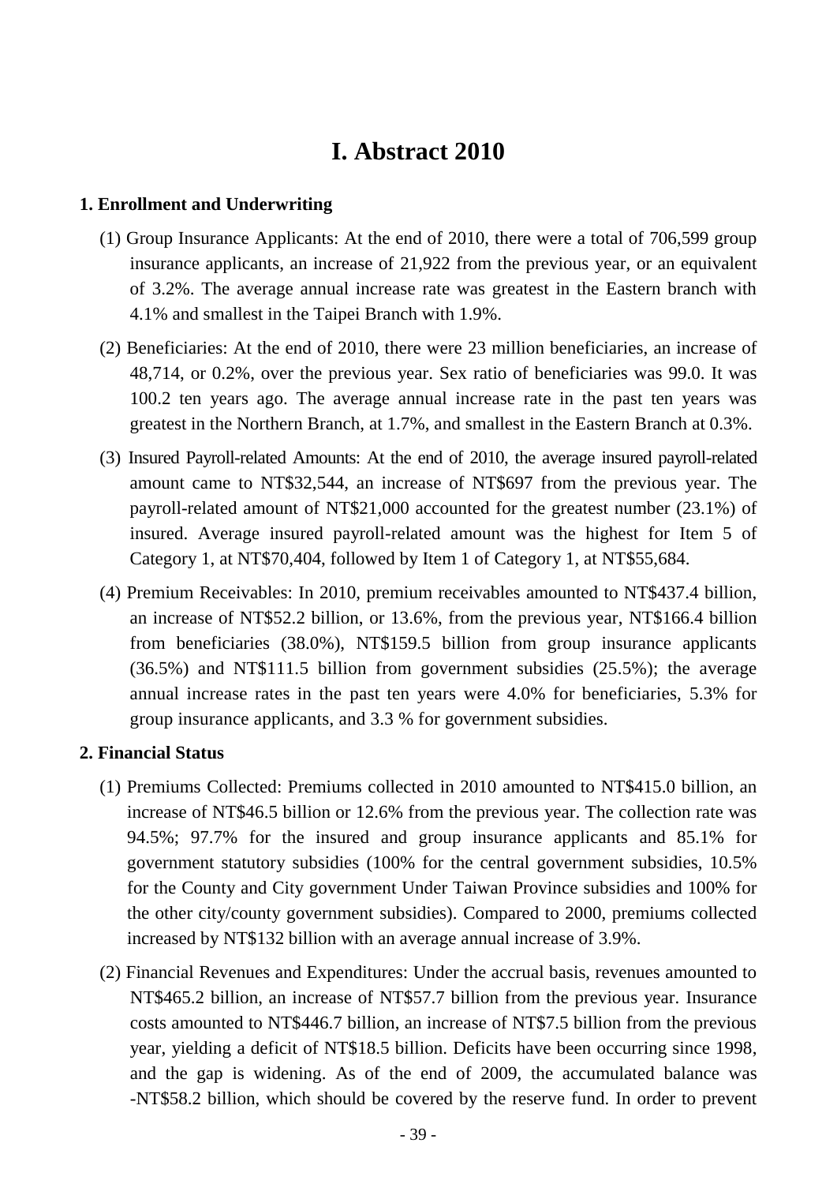# I. Abstract 2010

## 1. Enrollment and Underwriting

(1) Group Insurance Applicants: At the end of 2010, there were a total of 706,599 group insurance applicants, an increase of 21,922 from the previous year, or an equivalent of 3.2%. The average annual increase rate was greatest in the Eastern branch with 4.1% and smallest in the Taipei Branch with 1.9%.

(2) Beneficiaries: At the end of 2010, there were 23 million beneficiaries, an increase of 48,714, or 0.2%, over the previous year. Sex ratio of beneficiaries was 99.0. It was 100.2 ten years ago. The average annual increase rate in the past ten years was greatest in the Northern Branch, at 1.7%, and smallest in the Eastern Branch at 0.3%.

(3) Insured Payroll-related Amounts: At the end of 2010, the average insured payroll-related amount came to NT$32,544, an increase of NT$697 from the previous year. The payroll-related amount of NT$21,000 accounted for the greatest number (23.1%) of insured. Average insured payroll-related amount was the highest for Item 5 of Category 1, at NT$70,404, followed by Item 1 of Category 1, at NT$55,684.

(4) Premium Receivables: In 2010, premium receivables amounted to NT$437.4 billion, an increase of NT$52.2 billion, or 13.6%, from the previous year, NT$166.4 billion from beneficiaries (38.0%), NT$159.5 billion from group insurance applicants (36.5%) and NT$111.5 billion from government subsidies (25.5%); the average annual increase rates in the past ten years were 4.0% for beneficiaries, 5.3% for group insurance applicants, and 3.3 % for government subsidies.

## 2. Financial Status

(1) Premiums Collected: Premiums collected in 2010 amounted to NT$415.0 billion, an increase of NT$46.5 billion or 12.6% from the previous year. The collection rate was 94.5%; 97.7% for the insured and group insurance applicants and 85.1% for government statutory subsidies (100% for the central government subsidies, 10.5% for the County and City government Under Taiwan Province subsidies and 100% for the other city/county government subsidies). Compared to 2000, premiums collected increased by NT$132 billion with an average annual increase of 3.9%.

(2) Financial Revenues and Expenditures: Under the accrual basis, revenues amounted to NT$465.2 billion, an increase of NT$57.7 billion from the previous year. Insurance costs amounted to NT$446.7 billion, an increase of NT$7.5 billion from the previous year, yielding a deficit of NT$18.5 billion. Deficits have been occurring since 1998, and the gap is widening. As of the end of 2009, the accumulated balance was -NT$58.2 billion, which should be covered by the reserve fund. In order to prevent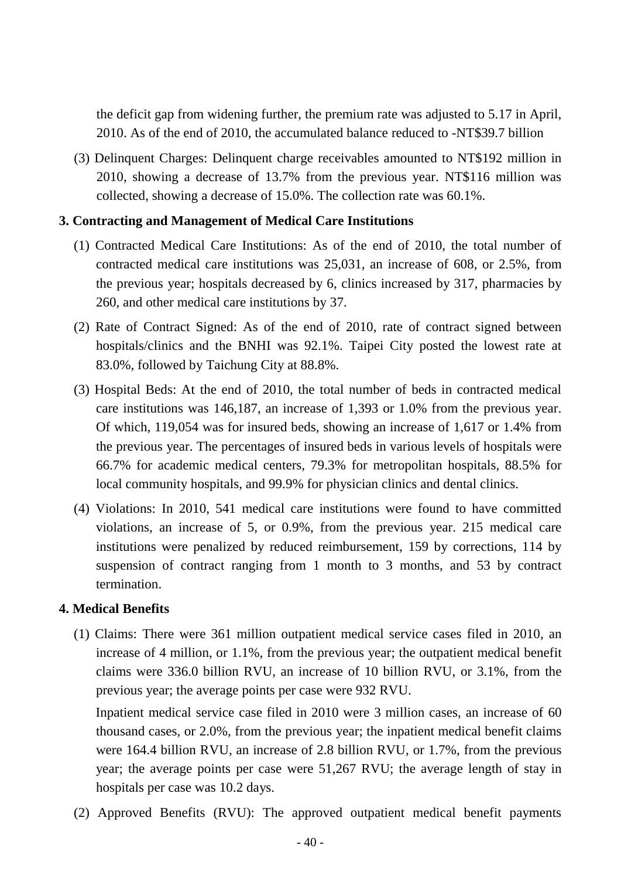the deficit gap from widening further, the premium rate was adjusted to 5.17 in April, 2010. As of the end of 2010, the accumulated balance reduced to -NT$39.7 billion

(3) Delinquent Charges: Delinquent charge receivables amounted to NT$192 million in 2010, showing a decrease of 13.7% from the previous year. NT$116 million was collected, showing a decrease of 15.0%. The collection rate was 60.1%.

**3. Contracting and Management of Medical Care Institutions**

(1) Contracted Medical Care Institutions: As of the end of 2010, the total number of contracted medical care institutions was 25,031, an increase of 608, or 2.5%, from the previous year; hospitals decreased by 6, clinics increased by 317, pharmacies by 260, and other medical care institutions by 37.

(2) Rate of Contract Signed: As of the end of 2010, rate of contract signed between hospitals/clinics and the BNHI was 92.1%. Taipei City posted the lowest rate at 83.0%, followed by Taichung City at 88.8%.

(3) Hospital Beds: At the end of 2010, the total number of beds in contracted medical care institutions was 146,187, an increase of 1,393 or 1.0% from the previous year. Of which, 119,054 was for insured beds, showing an increase of 1,617 or 1.4% from the previous year. The percentages of insured beds in various levels of hospitals were 66.7% for academic medical centers, 79.3% for metropolitan hospitals, 88.5% for local community hospitals, and 99.9% for physician clinics and dental clinics.

(4) Violations: In 2010, 541 medical care institutions were found to have committed violations, an increase of 5, or 0.9%, from the previous year. 215 medical care institutions were penalized by reduced reimbursement, 159 by corrections, 114 by suspension of contract ranging from 1 month to 3 months, and 53 by contract termination.

**4. Medical Benefits**

(1) Claims: There were 361 million outpatient medical service cases filed in 2010, an increase of 4 million, or 1.1%, from the previous year; the outpatient medical benefit claims were 336.0 billion RVU, an increase of 10 billion RVU, or 3.1%, from the previous year; the average points per case were 932 RVU.

Inpatient medical service case filed in 2010 were 3 million cases, an increase of 60 thousand cases, or 2.0%, from the previous year; the inpatient medical benefit claims were 164.4 billion RVU, an increase of 2.8 billion RVU, or 1.7%, from the previous year; the average points per case were 51,267 RVU; the average length of stay in hospitals per case was 10.2 days.

(2) Approved Benefits (RVU): The approved outpatient medical benefit payments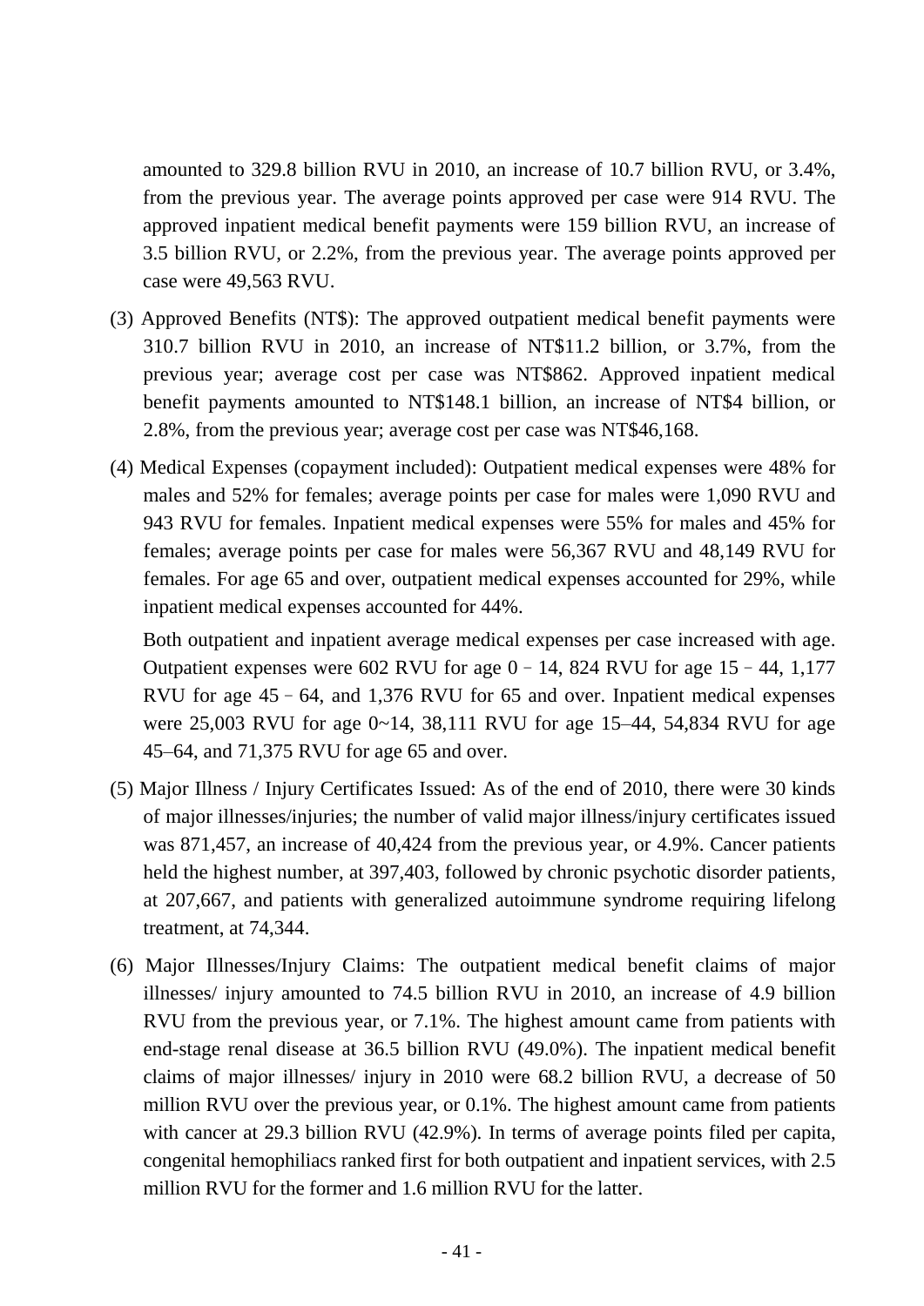amounted to 329.8 billion RVU in 2010, an increase of 10.7 billion RVU, or 3.4%, from the previous year. The average points approved per case were 914 RVU. The approved inpatient medical benefit payments were 159 billion RVU, an increase of 3.5 billion RVU, or 2.2%, from the previous year. The average points approved per case were 49,563 RVU.

(3) Approved Benefits (NT$): The approved outpatient medical benefit payments were 310.7 billion RVU in 2010, an increase of NT$11.2 billion, or 3.7%, from the previous year; average cost per case was NT$862. Approved inpatient medical benefit payments amounted to NT$148.1 billion, an increase of NT$4 billion, or 2.8%, from the previous year; average cost per case was NT$46,168.

(4) Medical Expenses (copayment included): Outpatient medical expenses were 48% for males and 52% for females; average points per case for males were 1,090 RVU and 943 RVU for females. Inpatient medical expenses were 55% for males and 45% for females; average points per case for males were 56,367 RVU and 48,149 RVU for females. For age 65 and over, outpatient medical expenses accounted for 29%, while inpatient medical expenses accounted for 44%.

Both outpatient and inpatient average medical expenses per case increased with age. Outpatient expenses were 602 RVU for age 0 – 14, 824 RVU for age 15 – 44, 1,177 RVU for age 45 – 64, and 1,376 RVU for 65 and over. Inpatient medical expenses were 25,003 RVU for age 0~14, 38,111 RVU for age 15–44, 54,834 RVU for age 45–64, and 71,375 RVU for age 65 and over.

(5) Major Illness / Injury Certificates Issued: As of the end of 2010, there were 30 kinds of major illnesses/injuries; the number of valid major illness/injury certificates issued was 871,457, an increase of 40,424 from the previous year, or 4.9%. Cancer patients held the highest number, at 397,403, followed by chronic psychotic disorder patients, at 207,667, and patients with generalized autoimmune syndrome requiring lifelong treatment, at 74,344.

(6) Major Illnesses/Injury Claims: The outpatient medical benefit claims of major illnesses/ injury amounted to 74.5 billion RVU in 2010, an increase of 4.9 billion RVU from the previous year, or 7.1%. The highest amount came from patients with end-stage renal disease at 36.5 billion RVU (49.0%). The inpatient medical benefit claims of major illnesses/ injury in 2010 were 68.2 billion RVU, a decrease of 50 million RVU over the previous year, or 0.1%. The highest amount came from patients with cancer at 29.3 billion RVU (42.9%). In terms of average points filed per capita, congenital hemophiliacs ranked first for both outpatient and inpatient services, with 2.5 million RVU for the former and 1.6 million RVU for the latter.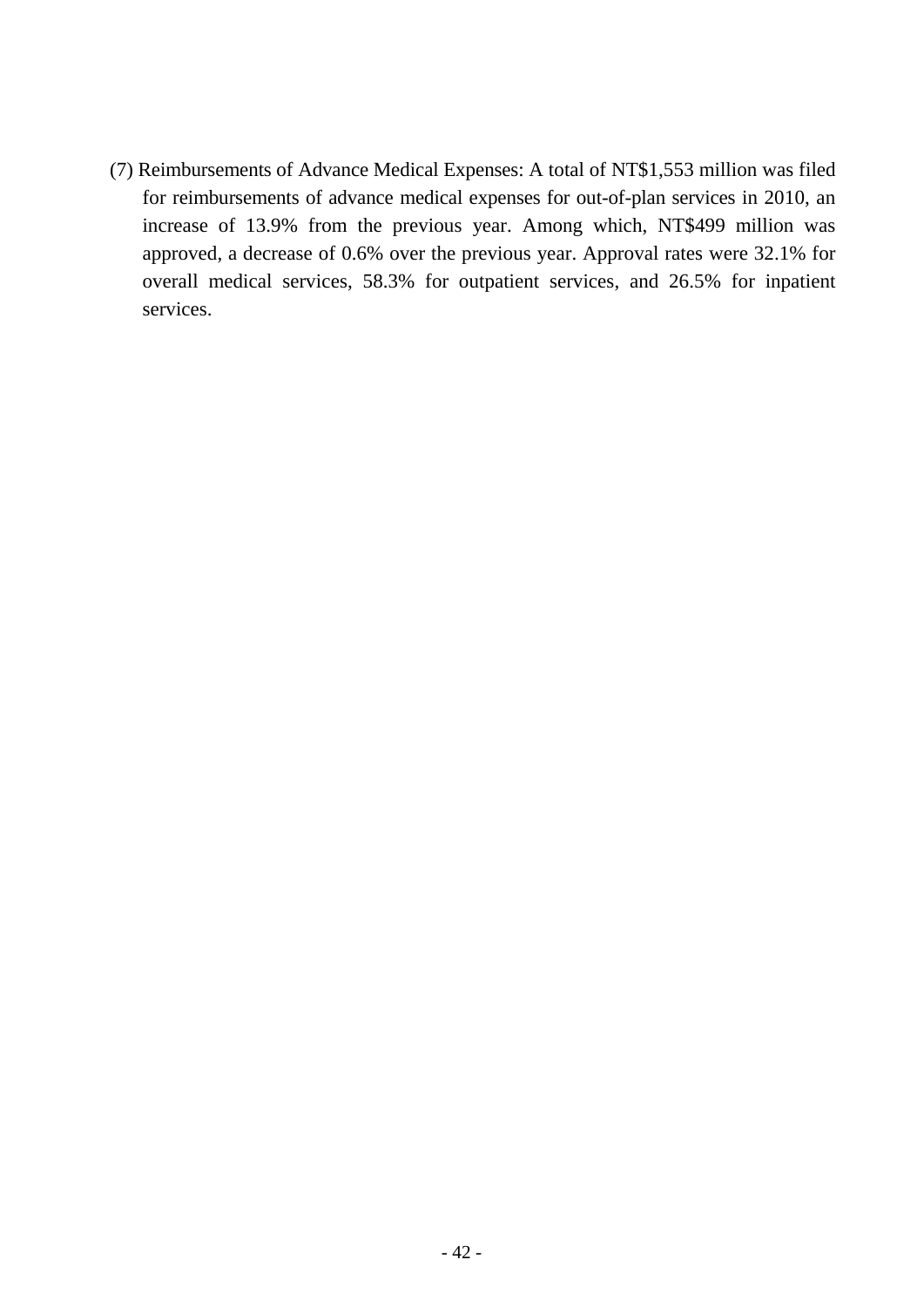(7) Reimbursements of Advance Medical Expenses: A total of NT$1,553 million was filed for reimbursements of advance medical expenses for out-of-plan services in 2010, an increase of 13.9% from the previous year. Among which, NT$499 million was approved, a decrease of 0.6% over the previous year. Approval rates were 32.1% for overall medical services, 58.3% for outpatient services, and 26.5% for inpatient services.